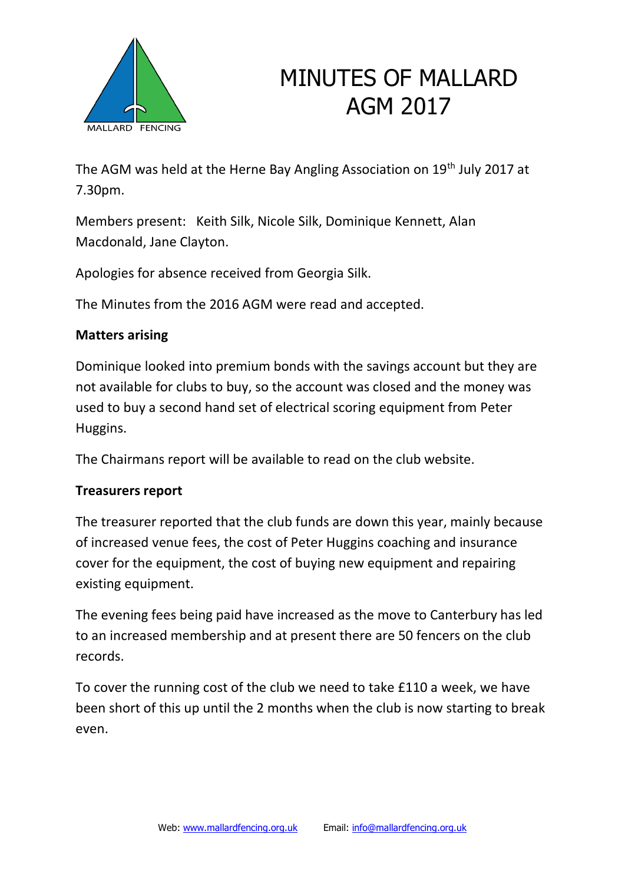# MINUTES OF MALLARD AGM 2017

The AGM was held at the Herne Bay Angling Association on 19th July 2017 at 7.30pm.

Members present: Keith Silk, Nicole Silk, Dominique Kennett, Alan Macdonald, Jane Clayton.

Apologies for absence received from Georgia Silk.

The Minutes from the 2016 AGM were read and accepted.

**Matters arising**

Dominique looked into premium bonds with the savings account but they are not available for clubs to buy, so the account was closed and the money was used to buy a second hand set of electrical scoring equipment from Peter Huggins.

The Chairmans report will be available to read on the club website.

**Treasurers report**

The treasurer reported that the club funds are down this year, mainly because of increased venue fees, the cost of Peter Huggins coaching and insurance cover for the equipment, the cost of buying new equipment and repairing existing equipment.

The evening fees being paid have increased as the move to Canterbury has led to an increased membership and at present there are 50 fencers on the club records.

To cover the running cost of the club we need to take £110 a week, we have been short of this up until the 2 months when the club is now starting to break even.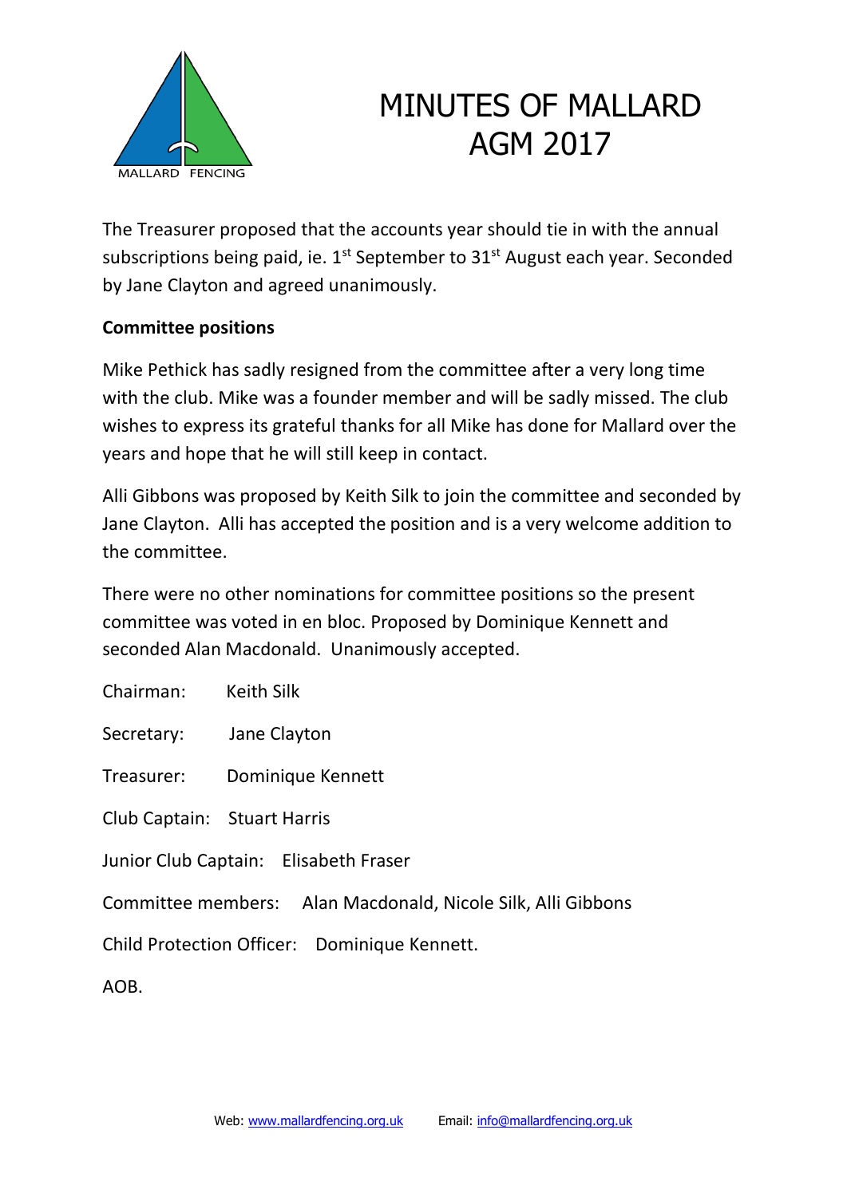# MINUTES OF MALLARD AGM 2017

The Treasurer proposed that the accounts year should tie in with the annual subscriptions being paid, ie. 1st September to 31st August each year. Seconded by Jane Clayton and agreed unanimously.

**Committee positions**

Mike Pethick has sadly resigned from the committee after a very long time with the club. Mike was a founder member and will be sadly missed. The club wishes to express its grateful thanks for all Mike has done for Mallard over the years and hope that he will still keep in contact.

Alli Gibbons was proposed by Keith Silk to join the committee and seconded by Jane Clayton. Alli has accepted the position and is a very welcome addition to the committee.

There were no other nominations for committee positions so the present committee was voted in en bloc. Proposed by Dominique Kennett and seconded Alan Macdonald. Unanimously accepted.

Chairman: Keith Silk

Secretary: Jane Clayton

Treasurer: Dominique Kennett

Club Captain: Stuart Harris

Junior Club Captain: Elisabeth Fraser

Committee members: Alan Macdonald, Nicole Silk, Alli Gibbons

Child Protection Officer: Dominique Kennett.

AOB.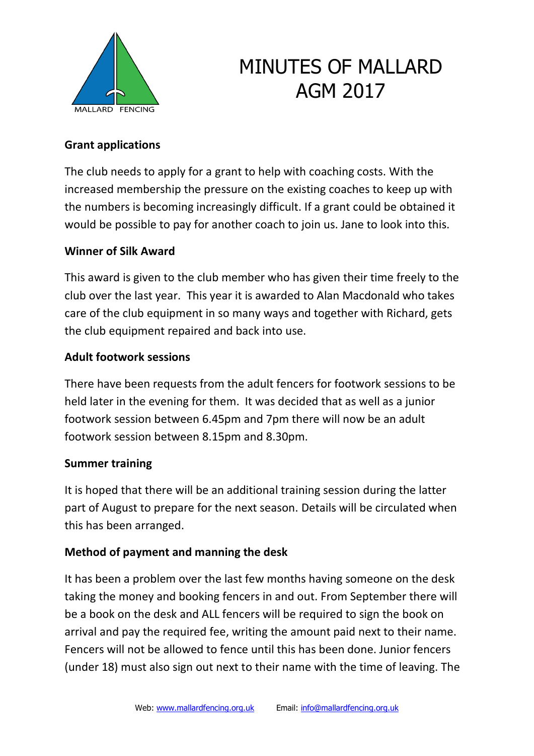# MINUTES OF MALLARD AGM 2017

**Grant applications**

The club needs to apply for a grant to help with coaching costs. With the increased membership the pressure on the existing coaches to keep up with the numbers is becoming increasingly difficult. If a grant could be obtained it would be possible to pay for another coach to join us. Jane to look into this.

**Winner of Silk Award**

This award is given to the club member who has given their time freely to the club over the last year. This year it is awarded to Alan Macdonald who takes care of the club equipment in so many ways and together with Richard, gets the club equipment repaired and back into use.

**Adult footwork sessions**

There have been requests from the adult fencers for footwork sessions to be held later in the evening for them. It was decided that as well as a junior footwork session between 6.45pm and 7pm there will now be an adult footwork session between 8.15pm and 8.30pm.

**Summer training**

It is hoped that there will be an additional training session during the latter part of August to prepare for the next season. Details will be circulated when this has been arranged.

**Method of payment and manning the desk**

It has been a problem over the last few months having someone on the desk taking the money and booking fencers in and out. From September there will be a book on the desk and ALL fencers will be required to sign the book on arrival and pay the required fee, writing the amount paid next to their name. Fencers will not be allowed to fence until this has been done. Junior fencers (under 18) must also sign out next to their name with the time of leaving. The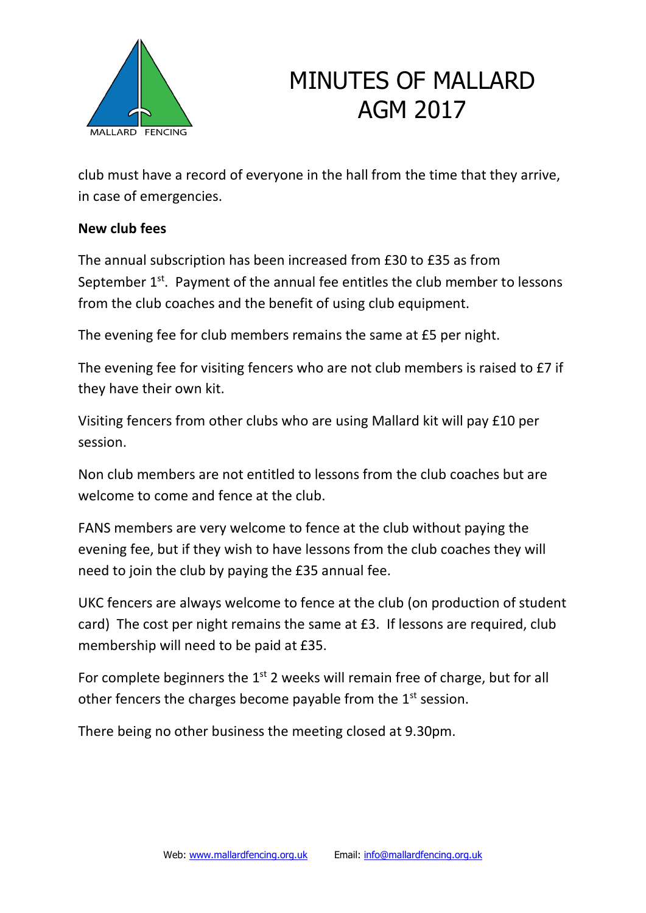club must have a record of everyone in the hall from the time that they arrive, in case of emergencies.

**New club fees**

The annual subscription has been increased from £30 to £35 as from September 1st. Payment of the annual fee entitles the club member to lessons from the club coaches and the benefit of using club equipment.

The evening fee for club members remains the same at £5 per night.

The evening fee for visiting fencers who are not club members is raised to £7 if they have their own kit.

Visiting fencers from other clubs who are using Mallard kit will pay £10 per session.

Non club members are not entitled to lessons from the club coaches but are welcome to come and fence at the club.

FANS members are very welcome to fence at the club without paying the evening fee, but if they wish to have lessons from the club coaches they will need to join the club by paying the £35 annual fee.

UKC fencers are always welcome to fence at the club (on production of student card) The cost per night remains the same at £3. If lessons are required, club membership will need to be paid at £35.

For complete beginners the 1st 2 weeks will remain free of charge, but for all other fencers the charges become payable from the 1st session.

There being no other business the meeting closed at 9.30pm.